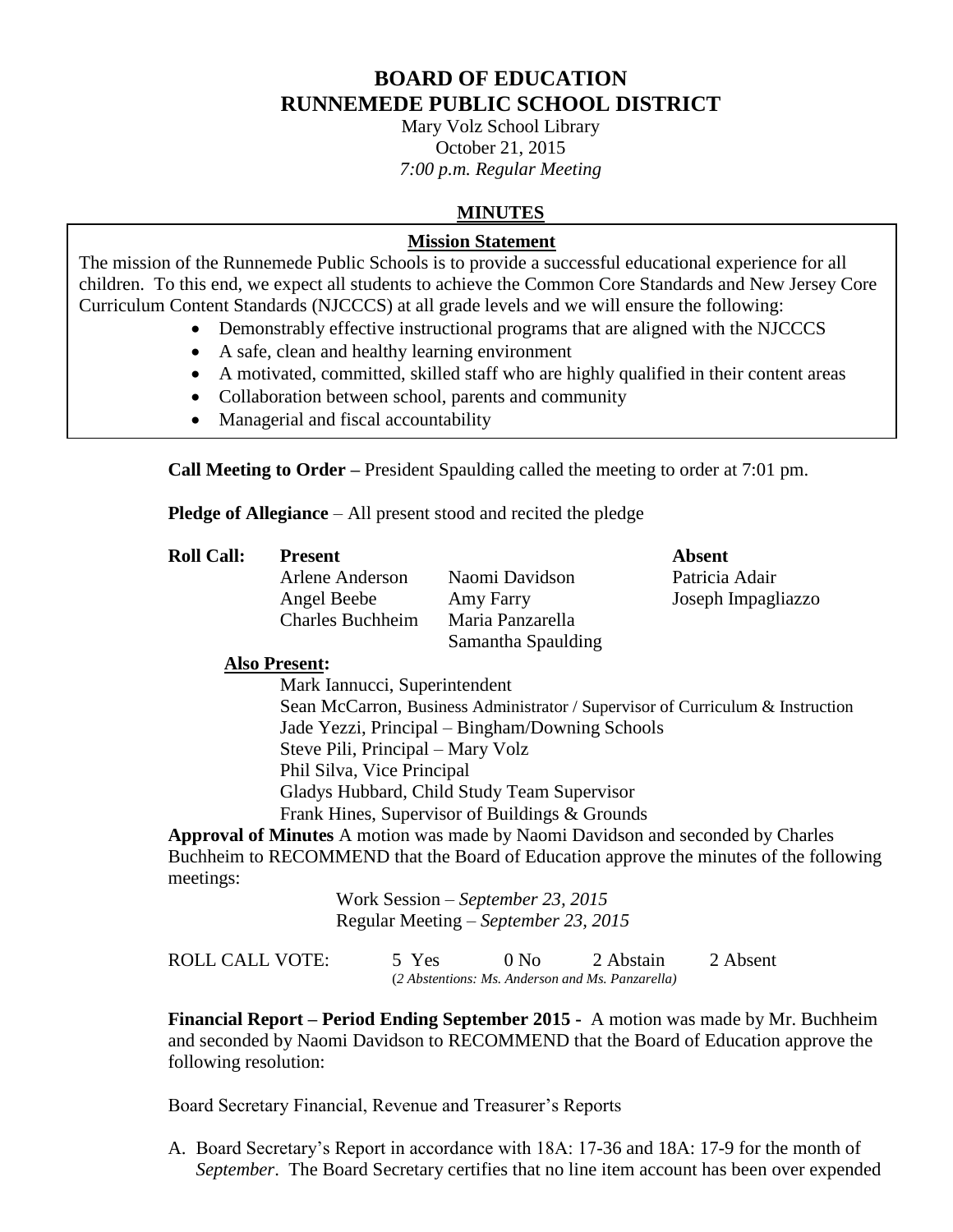# BOARD OF EDUCATION
# RUNNEMEDE PUBLIC SCHOOL DISTRICT

Mary Volz School Library
October 21, 2015
*7:00 p.m. Regular Meeting*

## MINUTES

### Mission Statement

The mission of the Runnemede Public Schools is to provide a successful educational experience for all children. To this end, we expect all students to achieve the Common Core Standards and New Jersey Core Curriculum Content Standards (NJCCCS) at all grade levels and we will ensure the following:

- Demonstrably effective instructional programs that are aligned with the NJCCCS
- A safe, clean and healthy learning environment
- A motivated, committed, skilled staff who are highly qualified in their content areas
- Collaboration between school, parents and community
- Managerial and fiscal accountability

**Call Meeting to Order –** President Spaulding called the meeting to order at 7:01 pm.

**Pledge of Allegiance** – All present stood and recited the pledge

**Roll Call:**

| **Present** | | **Absent** |
|---|---|---|
| Arlene Anderson | Naomi Davidson | Patricia Adair |
| Angel Beebe | Amy Farry | Joseph Impagliazzo |
| Charles Buchheim | Maria Panzarella | |
| | Samantha Spaulding | |

**Also Present:**

Mark Iannucci, Superintendent
Sean McCarron, Business Administrator / Supervisor of Curriculum & Instruction
Jade Yezzi, Principal – Bingham/Downing Schools
Steve Pili, Principal – Mary Volz
Phil Silva, Vice Principal
Gladys Hubbard, Child Study Team Supervisor
Frank Hines, Supervisor of Buildings & Grounds

**Approval of Minutes** A motion was made by Naomi Davidson and seconded by Charles Buchheim to RECOMMEND that the Board of Education approve the minutes of the following meetings:

Work Session – *September 23, 2015*
Regular Meeting – *September 23, 2015*

ROLL CALL VOTE: 5 Yes 0 No 2 Abstain 2 Absent
(*2 Abstentions: Ms. Anderson and Ms. Panzarella)*

**Financial Report – Period Ending September 2015 -** A motion was made by Mr. Buchheim and seconded by Naomi Davidson to RECOMMEND that the Board of Education approve the following resolution:

Board Secretary Financial, Revenue and Treasurer's Reports

A. Board Secretary's Report in accordance with 18A: 17-36 and 18A: 17-9 for the month of *September*. The Board Secretary certifies that no line item account has been over expended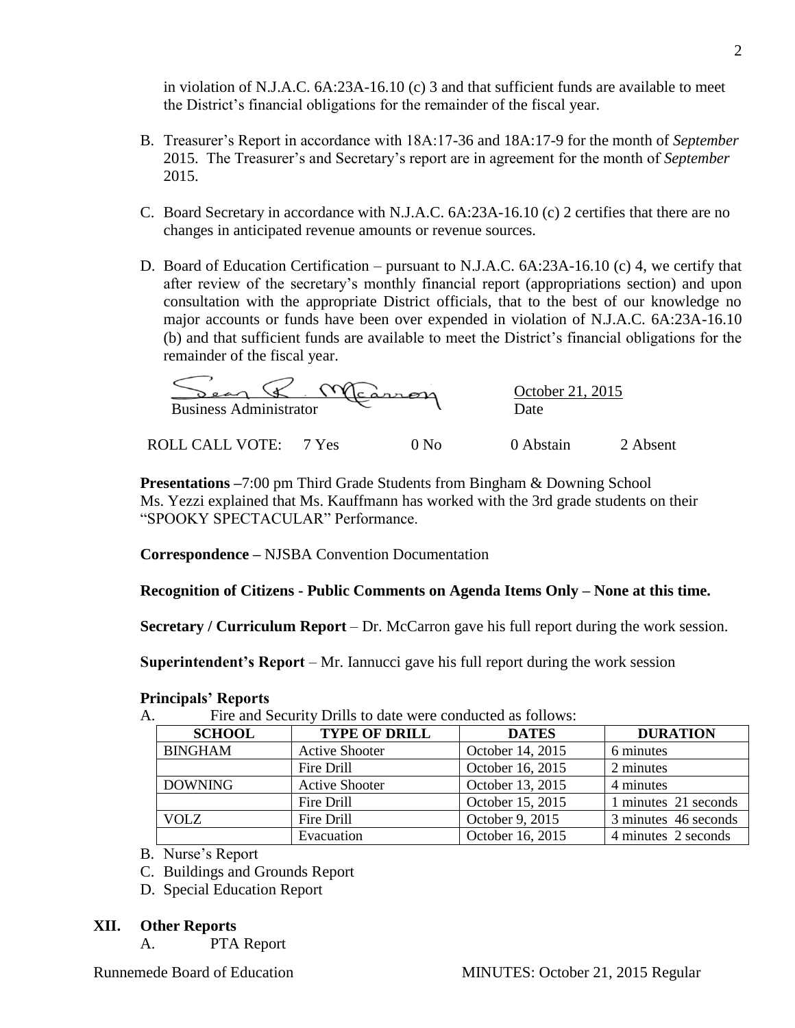in violation of N.J.A.C. 6A:23A-16.10 (c) 3 and that sufficient funds are available to meet the District's financial obligations for the remainder of the fiscal year.

B. Treasurer's Report in accordance with 18A:17-36 and 18A:17-9 for the month of *September* 2015. The Treasurer's and Secretary's report are in agreement for the month of *September* 2015.

C. Board Secretary in accordance with N.J.A.C. 6A:23A-16.10 (c) 2 certifies that there are no changes in anticipated revenue amounts or revenue sources.

D. Board of Education Certification – pursuant to N.J.A.C. 6A:23A-16.10 (c) 4, we certify that after review of the secretary's monthly financial report (appropriations section) and upon consultation with the appropriate District officials, that to the best of our knowledge no major accounts or funds have been over expended in violation of N.J.A.C. 6A:23A-16.10 (b) and that sufficient funds are available to meet the District's financial obligations for the remainder of the fiscal year.

Sean R. McCarron
Business Administrator

October 21, 2015
Date

ROLL CALL VOTE: 7 Yes 0 No 0 Abstain 2 Absent

**Presentations –**7:00 pm Third Grade Students from Bingham & Downing School
Ms. Yezzi explained that Ms. Kauffmann has worked with the 3rd grade students on their "SPOOKY SPECTACULAR" Performance.

**Correspondence –** NJSBA Convention Documentation

**Recognition of Citizens - Public Comments on Agenda Items Only – None at this time.**

**Secretary / Curriculum Report** – Dr. McCarron gave his full report during the work session.

**Superintendent's Report** – Mr. Iannucci gave his full report during the work session

**Principals' Reports**

A. Fire and Security Drills to date were conducted as follows:

| SCHOOL | TYPE OF DRILL | DATES | DURATION |
|---|---|---|---|
| BINGHAM | Active Shooter | October 14, 2015 | 6 minutes |
| | Fire Drill | October 16, 2015 | 2 minutes |
| DOWNING | Active Shooter | October 13, 2015 | 4 minutes |
| | Fire Drill | October 15, 2015 | 1 minutes 21 seconds |
| VOLZ | Fire Drill | October 9, 2015 | 3 minutes 46 seconds |
| | Evacuation | October 16, 2015 | 4 minutes 2 seconds |

B. Nurse's Report
C. Buildings and Grounds Report
D. Special Education Report

## XII. Other Reports

A. PTA Report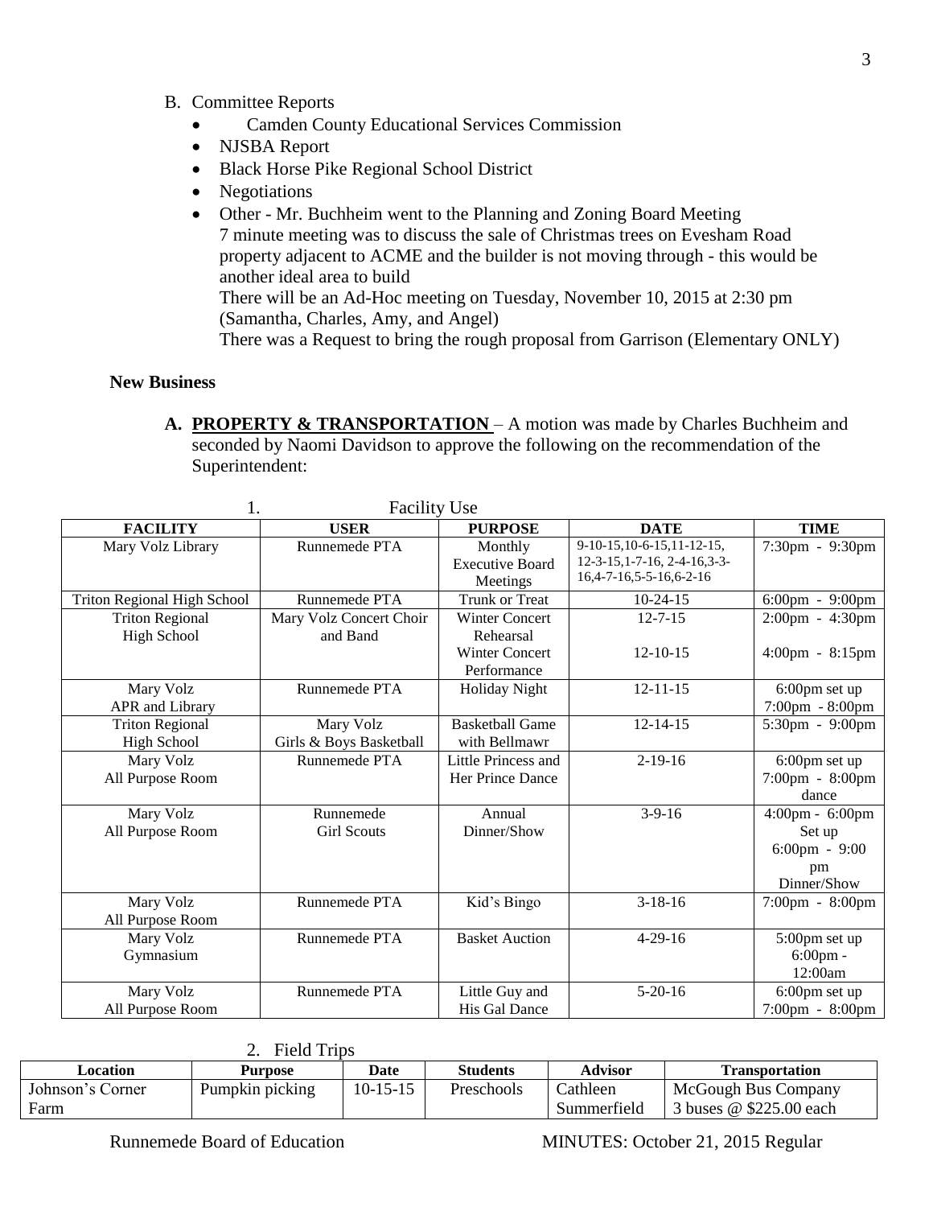B. Committee Reports
   - Camden County Educational Services Commission
   - NJSBA Report
   - Black Horse Pike Regional School District
   - Negotiations
   - Other - Mr. Buchheim went to the Planning and Zoning Board Meeting
     7 minute meeting was to discuss the sale of Christmas trees on Evesham Road property adjacent to ACME and the builder is not moving through - this would be another ideal area to build
     There will be an Ad-Hoc meeting on Tuesday, November 10, 2015 at 2:30 pm (Samantha, Charles, Amy, and Angel)
     There was a Request to bring the rough proposal from Garrison (Elementary ONLY)

**New Business**

**A. PROPERTY & TRANSPORTATION** – A motion was made by Charles Buchheim and seconded by Naomi Davidson to approve the following on the recommendation of the Superintendent:

1. Facility Use

| FACILITY | USER | PURPOSE | DATE | TIME |
|---|---|---|---|---|
| Mary Volz Library | Runnemede PTA | Monthly Executive Board Meetings | 9-10-15,10-6-15,11-12-15, 12-3-15,1-7-16, 2-4-16,3-3-16,4-7-16,5-5-16,6-2-16 | 7:30pm - 9:30pm |
| Triton Regional High School | Runnemede PTA | Trunk or Treat | 10-24-15 | 6:00pm - 9:00pm |
| Triton Regional High School | Mary Volz Concert Choir and Band | Winter Concert Rehearsal<br>Winter Concert Performance | 12-7-15<br>12-10-15 | 2:00pm - 4:30pm<br>4:00pm - 8:15pm |
| Mary Volz APR and Library | Runnemede PTA | Holiday Night | 12-11-15 | 6:00pm set up<br>7:00pm - 8:00pm |
| Triton Regional High School | Mary Volz Girls & Boys Basketball | Basketball Game with Bellmawr | 12-14-15 | 5:30pm - 9:00pm |
| Mary Volz All Purpose Room | Runnemede PTA | Little Princess and Her Prince Dance | 2-19-16 | 6:00pm set up<br>7:00pm - 8:00pm dance |
| Mary Volz All Purpose Room | Runnemede Girl Scouts | Annual Dinner/Show | 3-9-16 | 4:00pm - 6:00pm Set up<br>6:00pm - 9:00 pm Dinner/Show |
| Mary Volz All Purpose Room | Runnemede PTA | Kid's Bingo | 3-18-16 | 7:00pm - 8:00pm |
| Mary Volz Gymnasium | Runnemede PTA | Basket Auction | 4-29-16 | 5:00pm set up<br>6:00pm - 12:00am |
| Mary Volz All Purpose Room | Runnemede PTA | Little Guy and His Gal Dance | 5-20-16 | 6:00pm set up<br>7:00pm - 8:00pm |

2. Field Trips

| Location | Purpose | Date | Students | Advisor | Transportation |
|---|---|---|---|---|---|
| Johnson's Corner Farm | Pumpkin picking | 10-15-15 | Preschools | Cathleen Summerfield | McGough Bus Company 3 buses @ $225.00 each |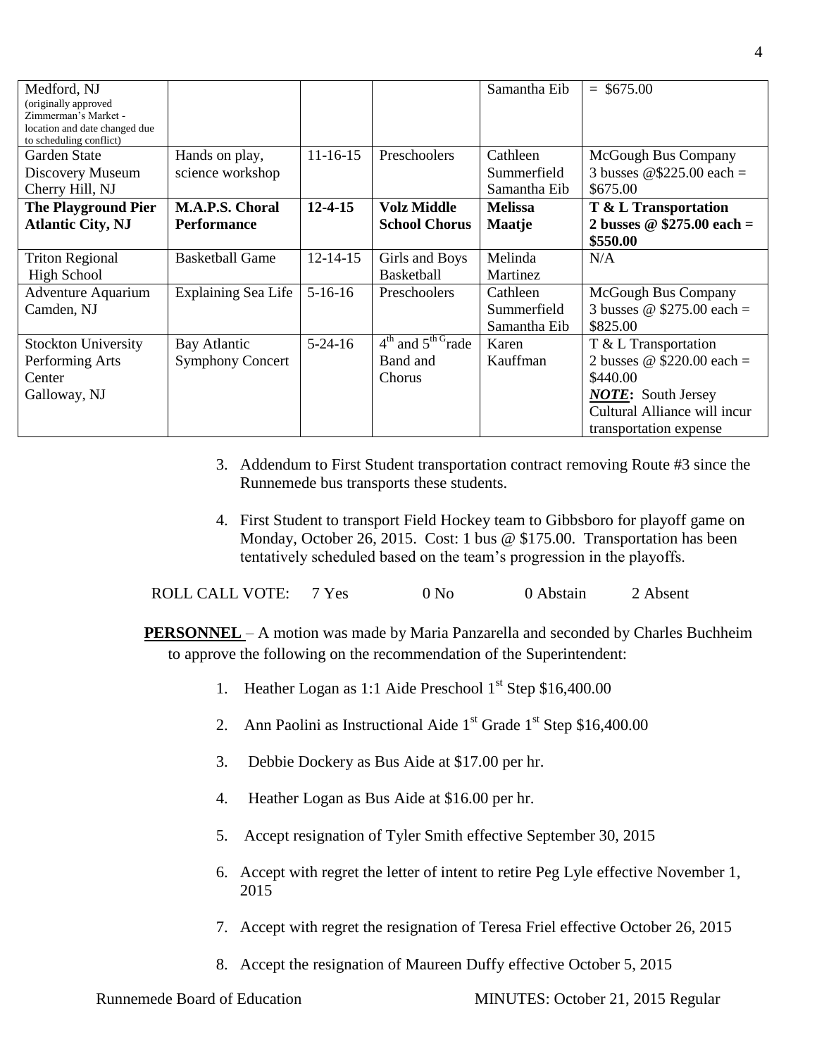| | | | | | |
|---|---|---|---|---|---|
| Medford, NJ (originally approved Zimmerman's Market - location and date changed due to scheduling conflict) | | | | Samantha Eib | = $675.00 |
| Garden State Discovery Museum Cherry Hill, NJ | Hands on play, science workshop | 11-16-15 | Preschoolers | Cathleen Summerfield Samantha Eib | McGough Bus Company 3 busses @$225.00 each = $675.00 |
| **The Playground Pier Atlantic City, NJ** | **M.A.P.S. Choral Performance** | **12-4-15** | **Volz Middle School Chorus** | **Melissa Maatje** | **T & L Transportation 2 busses @ $275.00 each = $550.00** |
| Triton Regional High School | Basketball Game | 12-14-15 | Girls and Boys Basketball | Melinda Martinez | N/A |
| Adventure Aquarium Camden, NJ | Explaining Sea Life | 5-16-16 | Preschoolers | Cathleen Summerfield Samantha Eib | McGough Bus Company 3 busses @ $275.00 each = $825.00 |
| Stockton University Performing Arts Center Galloway, NJ | Bay Atlantic Symphony Concert | 5-24-16 | 4th and 5th Grade Band and Chorus | Karen Kauffman | T & L Transportation 2 busses @ $220.00 each = $440.00 ***NOTE*:** South Jersey Cultural Alliance will incur transportation expense |

3. Addendum to First Student transportation contract removing Route #3 since the Runnemede bus transports these students.

4. First Student to transport Field Hockey team to Gibbsboro for playoff game on Monday, October 26, 2015. Cost: 1 bus @ $175.00. Transportation has been tentatively scheduled based on the team's progression in the playoffs.

ROLL CALL VOTE: 7 Yes 0 No 0 Abstain 2 Absent

**PERSONNEL** – A motion was made by Maria Panzarella and seconded by Charles Buchheim to approve the following on the recommendation of the Superintendent:

1. Heather Logan as 1:1 Aide Preschool 1st Step $16,400.00
2. Ann Paolini as Instructional Aide 1st Grade 1st Step $16,400.00
3. Debbie Dockery as Bus Aide at $17.00 per hr.
4. Heather Logan as Bus Aide at $16.00 per hr.
5. Accept resignation of Tyler Smith effective September 30, 2015
6. Accept with regret the letter of intent to retire Peg Lyle effective November 1, 2015
7. Accept with regret the resignation of Teresa Friel effective October 26, 2015
8. Accept the resignation of Maureen Duffy effective October 5, 2015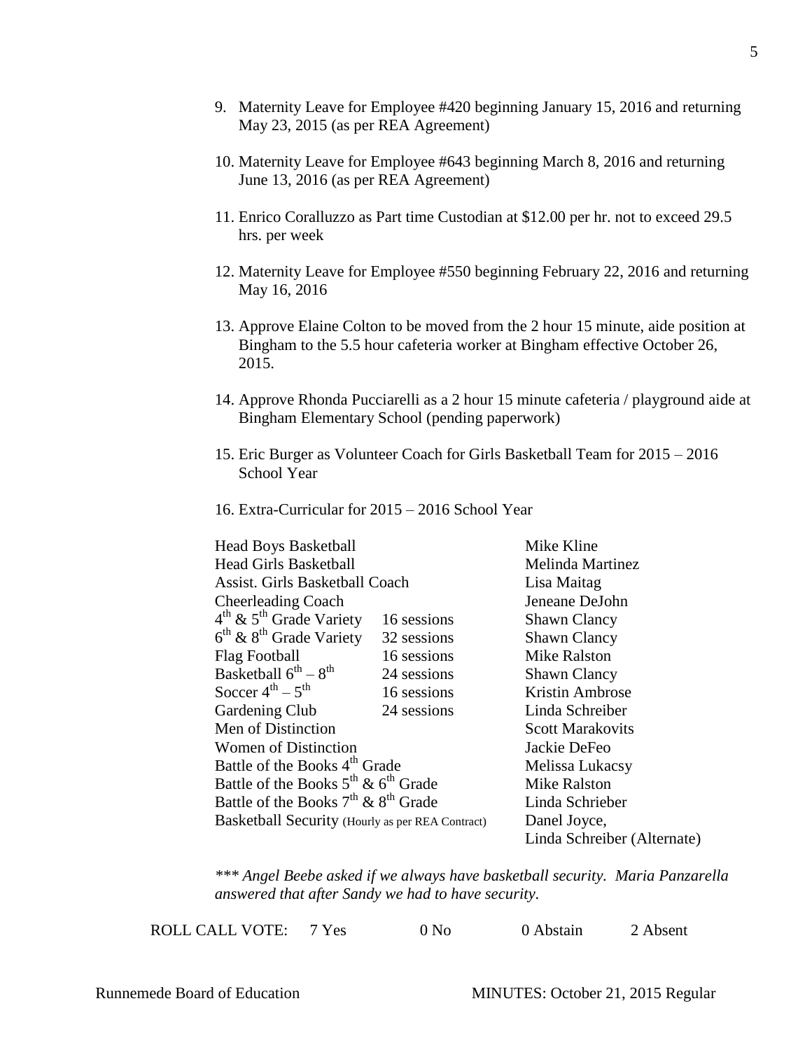9. Maternity Leave for Employee #420 beginning January 15, 2016 and returning May 23, 2015 (as per REA Agreement)

10. Maternity Leave for Employee #643 beginning March 8, 2016 and returning June 13, 2016 (as per REA Agreement)

11. Enrico Coralluzzo as Part time Custodian at $12.00 per hr. not to exceed 29.5 hrs. per week

12. Maternity Leave for Employee #550 beginning February 22, 2016 and returning May 16, 2016

13. Approve Elaine Colton to be moved from the 2 hour 15 minute, aide position at Bingham to the 5.5 hour cafeteria worker at Bingham effective October 26, 2015.

14. Approve Rhonda Pucciarelli as a 2 hour 15 minute cafeteria / playground aide at Bingham Elementary School (pending paperwork)

15. Eric Burger as Volunteer Coach for Girls Basketball Team for 2015 – 2016 School Year

16. Extra-Curricular for 2015 – 2016 School Year

| Position | Sessions | Name |
|---|---|---|
| Head Boys Basketball | | Mike Kline |
| Head Girls Basketball | | Melinda Martinez |
| Assist. Girls Basketball Coach | | Lisa Maitag |
| Cheerleading Coach | | Jeneane DeJohn |
| 4th & 5th Grade Variety | 16 sessions | Shawn Clancy |
| 6th & 8th Grade Variety | 32 sessions | Shawn Clancy |
| Flag Football | 16 sessions | Mike Ralston |
| Basketball 6th – 8th | 24 sessions | Shawn Clancy |
| Soccer 4th – 5th | 16 sessions | Kristin Ambrose |
| Gardening Club | 24 sessions | Linda Schreiber |
| Men of Distinction | | Scott Marakovits |
| Women of Distinction | | Jackie DeFeo |
| Battle of the Books 4th Grade | | Melissa Lukacsy |
| Battle of the Books 5th & 6th Grade | | Mike Ralston |
| Battle of the Books 7th & 8th Grade | | Linda Schrieber |
| Basketball Security (Hourly as per REA Contract) | | Danel Joyce, Linda Schreiber (Alternate) |

*\*\*\* Angel Beebe asked if we always have basketball security. Maria Panzarella answered that after Sandy we had to have security.*

ROLL CALL VOTE: 7 Yes 0 No 0 Abstain 2 Absent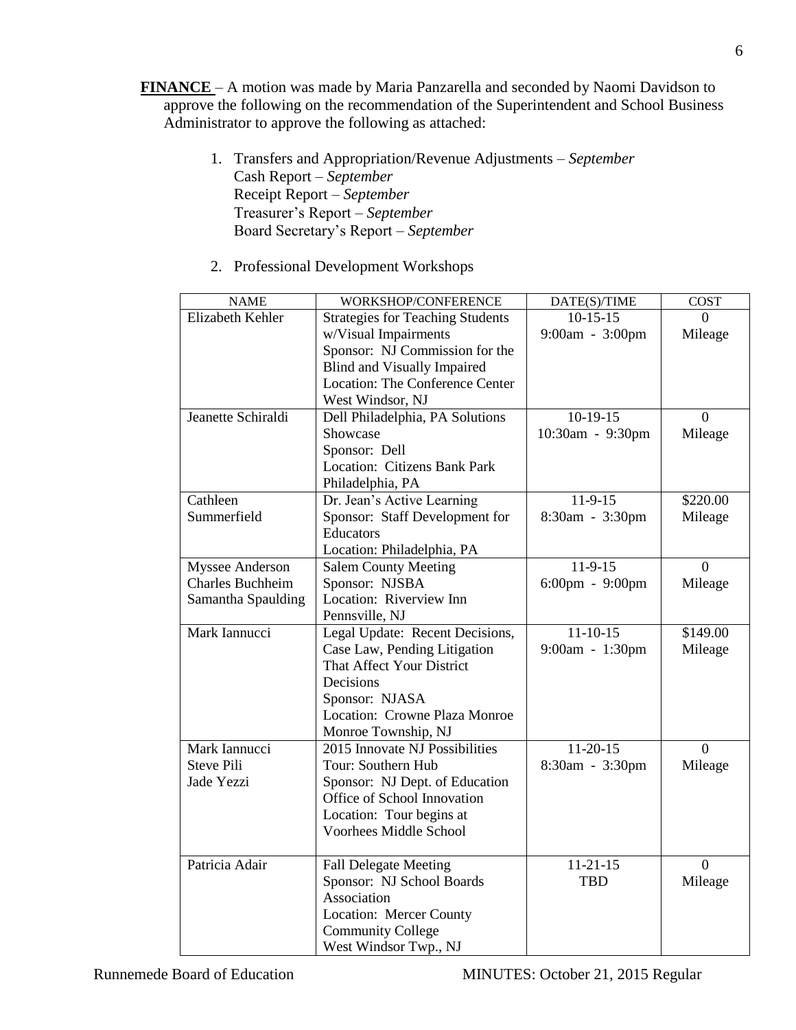**FINANCE** – A motion was made by Maria Panzarella and seconded by Naomi Davidson to approve the following on the recommendation of the Superintendent and School Business Administrator to approve the following as attached:

1. Transfers and Appropriation/Revenue Adjustments – *September*
   Cash Report – *September*
   Receipt Report – *September*
   Treasurer's Report – *September*
   Board Secretary's Report – *September*

2. Professional Development Workshops

| NAME | WORKSHOP/CONFERENCE | DATE(S)/TIME | COST |
|---|---|---|---|
| Elizabeth Kehler | Strategies for Teaching Students w/Visual Impairments<br>Sponsor: NJ Commission for the Blind and Visually Impaired<br>Location: The Conference Center West Windsor, NJ | 10-15-15<br>9:00am - 3:00pm | 0<br>Mileage |
| Jeanette Schiraldi | Dell Philadelphia, PA Solutions Showcase<br>Sponsor: Dell<br>Location: Citizens Bank Park Philadelphia, PA | 10-19-15<br>10:30am - 9:30pm | 0<br>Mileage |
| Cathleen Summerfield | Dr. Jean's Active Learning<br>Sponsor: Staff Development for Educators<br>Location: Philadelphia, PA | 11-9-15<br>8:30am - 3:30pm | $220.00<br>Mileage |
| Myssee Anderson<br>Charles Buchheim<br>Samantha Spaulding | Salem County Meeting<br>Sponsor: NJSBA<br>Location: Riverview Inn Pennsville, NJ | 11-9-15<br>6:00pm - 9:00pm | 0<br>Mileage |
| Mark Iannucci | Legal Update: Recent Decisions, Case Law, Pending Litigation That Affect Your District Decisions<br>Sponsor: NJASA<br>Location: Crowne Plaza Monroe Monroe Township, NJ | 11-10-15<br>9:00am - 1:30pm | $149.00<br>Mileage |
| Mark Iannucci<br>Steve Pili<br>Jade Yezzi | 2015 Innovate NJ Possibilities Tour: Southern Hub<br>Sponsor: NJ Dept. of Education Office of School Innovation<br>Location: Tour begins at Voorhees Middle School | 11-20-15<br>8:30am - 3:30pm | 0<br>Mileage |
| Patricia Adair | Fall Delegate Meeting<br>Sponsor: NJ School Boards Association<br>Location: Mercer County Community College<br>West Windsor Twp., NJ | 11-21-15<br>TBD | 0<br>Mileage |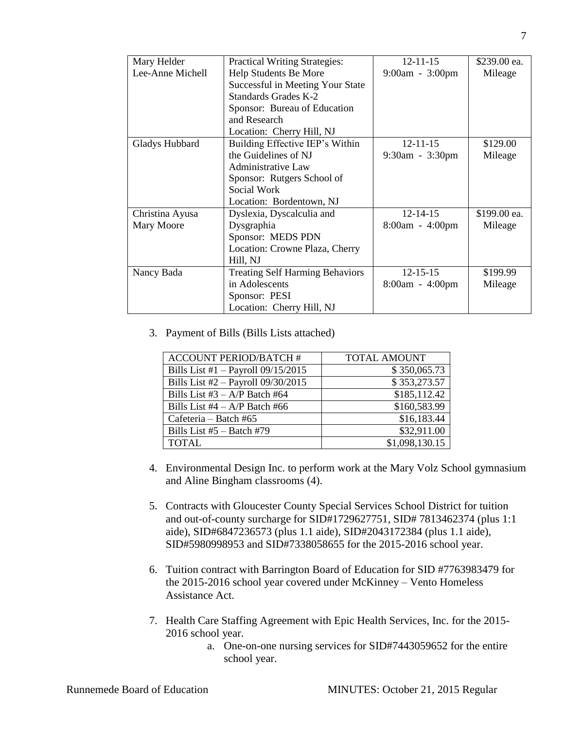| Mary Helder<br>Lee-Anne Michell | Practical Writing Strategies: Help Students Be More Successful in Meeting Your State Standards Grades K-2<br>Sponsor: Bureau of Education and Research<br>Location: Cherry Hill, NJ | 12-11-15<br>9:00am - 3:00pm | \$239.00 ea.<br>Mileage |
|---|---|---|---|
| Gladys Hubbard | Building Effective IEP's Within the Guidelines of NJ Administrative Law<br>Sponsor: Rutgers School of Social Work<br>Location: Bordentown, NJ | 12-11-15<br>9:30am - 3:30pm | \$129.00<br>Mileage |
| Christina Ayusa<br>Mary Moore | Dyslexia, Dyscalculia and Dysgraphia<br>Sponsor: MEDS PDN<br>Location: Crowne Plaza, Cherry Hill, NJ | 12-14-15<br>8:00am - 4:00pm | \$199.00 ea.<br>Mileage |
| Nancy Bada | Treating Self Harming Behaviors in Adolescents<br>Sponsor: PESI<br>Location: Cherry Hill, NJ | 12-15-15<br>8:00am - 4:00pm | \$199.99<br>Mileage |

3. Payment of Bills (Bills Lists attached)

| ACCOUNT PERIOD/BATCH # | TOTAL AMOUNT |
|---|---|
| Bills List #1 – Payroll 09/15/2015 | \$ 350,065.73 |
| Bills List #2 – Payroll 09/30/2015 | \$ 353,273.57 |
| Bills List #3 – A/P Batch #64 | \$185,112.42 |
| Bills List #4 – A/P Batch #66 | \$160,583.99 |
| Cafeteria – Batch #65 | \$16,183.44 |
| Bills List #5 – Batch #79 | \$32,911.00 |
| TOTAL | \$1,098,130.15 |

4. Environmental Design Inc. to perform work at the Mary Volz School gymnasium and Aline Bingham classrooms (4).

5. Contracts with Gloucester County Special Services School District for tuition and out-of-county surcharge for SID#1729627751, SID# 7813462374 (plus 1:1 aide), SID#6847236573 (plus 1.1 aide), SID#2043172384 (plus 1.1 aide), SID#5980998953 and SID#7338058655 for the 2015-2016 school year.

6. Tuition contract with Barrington Board of Education for SID #7763983479 for the 2015-2016 school year covered under McKinney – Vento Homeless Assistance Act.

7. Health Care Staffing Agreement with Epic Health Services, Inc. for the 2015-2016 school year.
    a. One-on-one nursing services for SID#7443059652 for the entire school year.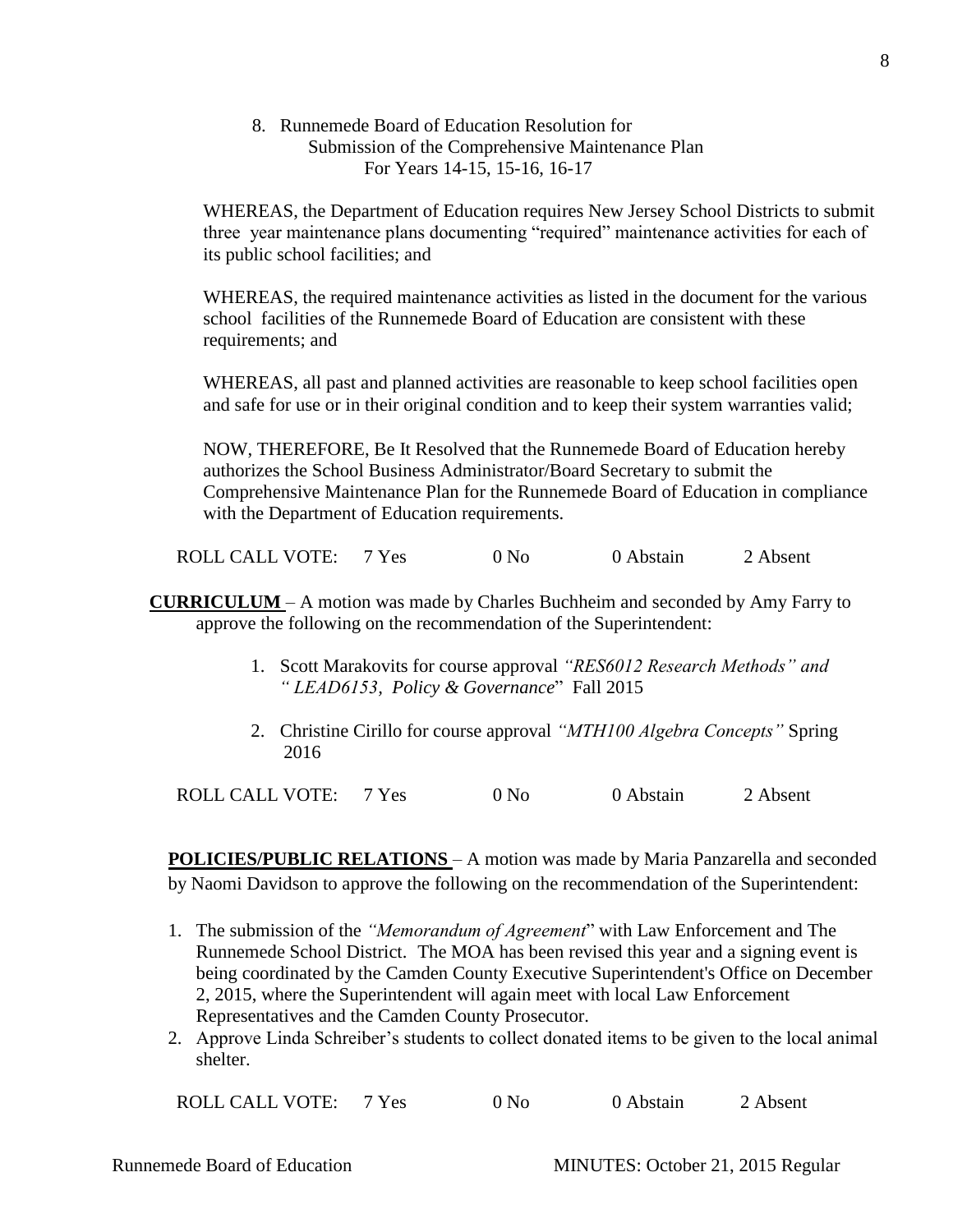8. Runnemede Board of Education Resolution for
   Submission of the Comprehensive Maintenance Plan
   For Years 14-15, 15-16, 16-17

WHEREAS, the Department of Education requires New Jersey School Districts to submit three year maintenance plans documenting "required" maintenance activities for each of its public school facilities; and

WHEREAS, the required maintenance activities as listed in the document for the various school facilities of the Runnemede Board of Education are consistent with these requirements; and

WHEREAS, all past and planned activities are reasonable to keep school facilities open and safe for use or in their original condition and to keep their system warranties valid;

NOW, THEREFORE, Be It Resolved that the Runnemede Board of Education hereby authorizes the School Business Administrator/Board Secretary to submit the Comprehensive Maintenance Plan for the Runnemede Board of Education in compliance with the Department of Education requirements.

ROLL CALL VOTE: 7 Yes 0 No 0 Abstain 2 Absent

**CURRICULUM** – A motion was made by Charles Buchheim and seconded by Amy Farry to approve the following on the recommendation of the Superintendent:

1. Scott Marakovits for course approval *"RES6012 Research Methods" and " LEAD6153, Policy & Governance*" Fall 2015
2. Christine Cirillo for course approval *"MTH100 Algebra Concepts"* Spring 2016

ROLL CALL VOTE: 7 Yes 0 No 0 Abstain 2 Absent

**POLICIES/PUBLIC RELATIONS** – A motion was made by Maria Panzarella and seconded by Naomi Davidson to approve the following on the recommendation of the Superintendent:

1. The submission of the *"Memorandum of Agreement*" with Law Enforcement and The Runnemede School District. The MOA has been revised this year and a signing event is being coordinated by the Camden County Executive Superintendent's Office on December 2, 2015, where the Superintendent will again meet with local Law Enforcement Representatives and the Camden County Prosecutor.
2. Approve Linda Schreiber's students to collect donated items to be given to the local animal shelter.

ROLL CALL VOTE: 7 Yes 0 No 0 Abstain 2 Absent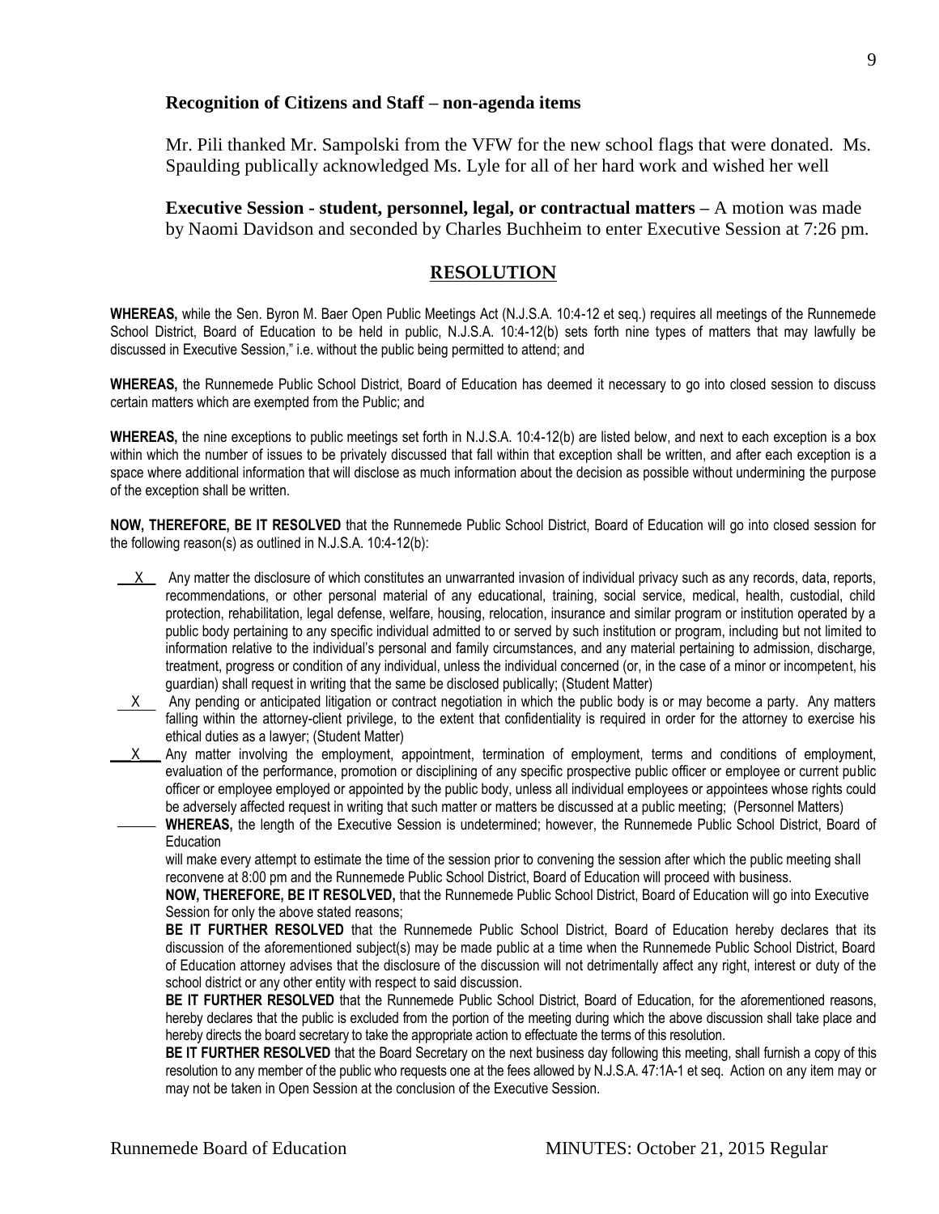**Recognition of Citizens and Staff – non-agenda items**

Mr. Pili thanked Mr. Sampolski from the VFW for the new school flags that were donated. Ms. Spaulding publically acknowledged Ms. Lyle for all of her hard work and wished her well

**Executive Session - student, personnel, legal, or contractual matters –** A motion was made by Naomi Davidson and seconded by Charles Buchheim to enter Executive Session at 7:26 pm.

## RESOLUTION

**WHEREAS,** while the Sen. Byron M. Baer Open Public Meetings Act (N.J.S.A. 10:4-12 et seq.) requires all meetings of the Runnemede School District, Board of Education to be held in public, N.J.S.A. 10:4-12(b) sets forth nine types of matters that may lawfully be discussed in Executive Session," i.e. without the public being permitted to attend; and

**WHEREAS,** the Runnemede Public School District, Board of Education has deemed it necessary to go into closed session to discuss certain matters which are exempted from the Public; and

**WHEREAS,** the nine exceptions to public meetings set forth in N.J.S.A. 10:4-12(b) are listed below, and next to each exception is a box within which the number of issues to be privately discussed that fall within that exception shall be written, and after each exception is a space where additional information that will disclose as much information about the decision as possible without undermining the purpose of the exception shall be written.

**NOW, THEREFORE, BE IT RESOLVED** that the Runnemede Public School District, Board of Education will go into closed session for the following reason(s) as outlined in N.J.S.A. 10:4-12(b):

\_\_X\_\_ Any matter the disclosure of which constitutes an unwarranted invasion of individual privacy such as any records, data, reports, recommendations, or other personal material of any educational, training, social service, medical, health, custodial, child protection, rehabilitation, legal defense, welfare, housing, relocation, insurance and similar program or institution operated by a public body pertaining to any specific individual admitted to or served by such institution or program, including but not limited to information relative to the individual's personal and family circumstances, and any material pertaining to admission, discharge, treatment, progress or condition of any individual, unless the individual concerned (or, in the case of a minor or incompetent, his guardian) shall request in writing that the same be disclosed publically; (Student Matter)

\_\_X\_\_ Any pending or anticipated litigation or contract negotiation in which the public body is or may become a party. Any matters falling within the attorney-client privilege, to the extent that confidentiality is required in order for the attorney to exercise his ethical duties as a lawyer; (Student Matter)

\_\_X\_\_ Any matter involving the employment, appointment, termination of employment, terms and conditions of employment, evaluation of the performance, promotion or disciplining of any specific prospective public officer or employee or current public officer or employee employed or appointed by the public body, unless all individual employees or appointees whose rights could be adversely affected request in writing that such matter or matters be discussed at a public meeting; (Personnel Matters)

\_\_\_\_\_ **WHEREAS,** the length of the Executive Session is undetermined; however, the Runnemede Public School District, Board of Education

will make every attempt to estimate the time of the session prior to convening the session after which the public meeting shall reconvene at 8:00 pm and the Runnemede Public School District, Board of Education will proceed with business.

**NOW, THEREFORE, BE IT RESOLVED,** that the Runnemede Public School District, Board of Education will go into Executive Session for only the above stated reasons;

**BE IT FURTHER RESOLVED** that the Runnemede Public School District, Board of Education hereby declares that its discussion of the aforementioned subject(s) may be made public at a time when the Runnemede Public School District, Board of Education attorney advises that the disclosure of the discussion will not detrimentally affect any right, interest or duty of the school district or any other entity with respect to said discussion.

**BE IT FURTHER RESOLVED** that the Runnemede Public School District, Board of Education, for the aforementioned reasons, hereby declares that the public is excluded from the portion of the meeting during which the above discussion shall take place and hereby directs the board secretary to take the appropriate action to effectuate the terms of this resolution.

**BE IT FURTHER RESOLVED** that the Board Secretary on the next business day following this meeting, shall furnish a copy of this resolution to any member of the public who requests one at the fees allowed by N.J.S.A. 47:1A-1 et seq. Action on any item may or may not be taken in Open Session at the conclusion of the Executive Session.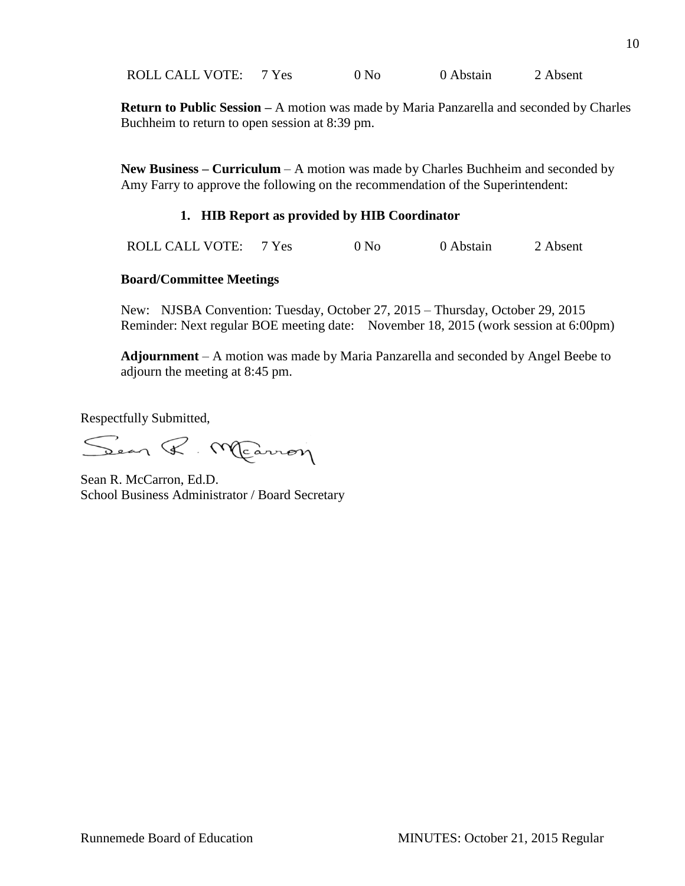| | | | | |
|---|---|---|---|---|
| ROLL CALL VOTE: | 7 Yes | 0 No | 0 Abstain | 2 Absent |

**Return to Public Session –** A motion was made by Maria Panzarella and seconded by Charles Buchheim to return to open session at 8:39 pm.

**New Business – Curriculum** – A motion was made by Charles Buchheim and seconded by Amy Farry to approve the following on the recommendation of the Superintendent:

1. **HIB Report as provided by HIB Coordinator**

| | | | | |
|---|---|---|---|---|
| ROLL CALL VOTE: | 7 Yes | 0 No | 0 Abstain | 2 Absent |

**Board/Committee Meetings**

New: NJSBA Convention: Tuesday, October 27, 2015 – Thursday, October 29, 2015
Reminder: Next regular BOE meeting date: November 18, 2015 (work session at 6:00pm)

**Adjournment** – A motion was made by Maria Panzarella and seconded by Angel Beebe to adjourn the meeting at 8:45 pm.

Respectfully Submitted,

Sean R. McCarron

Sean R. McCarron, Ed.D.
School Business Administrator / Board Secretary